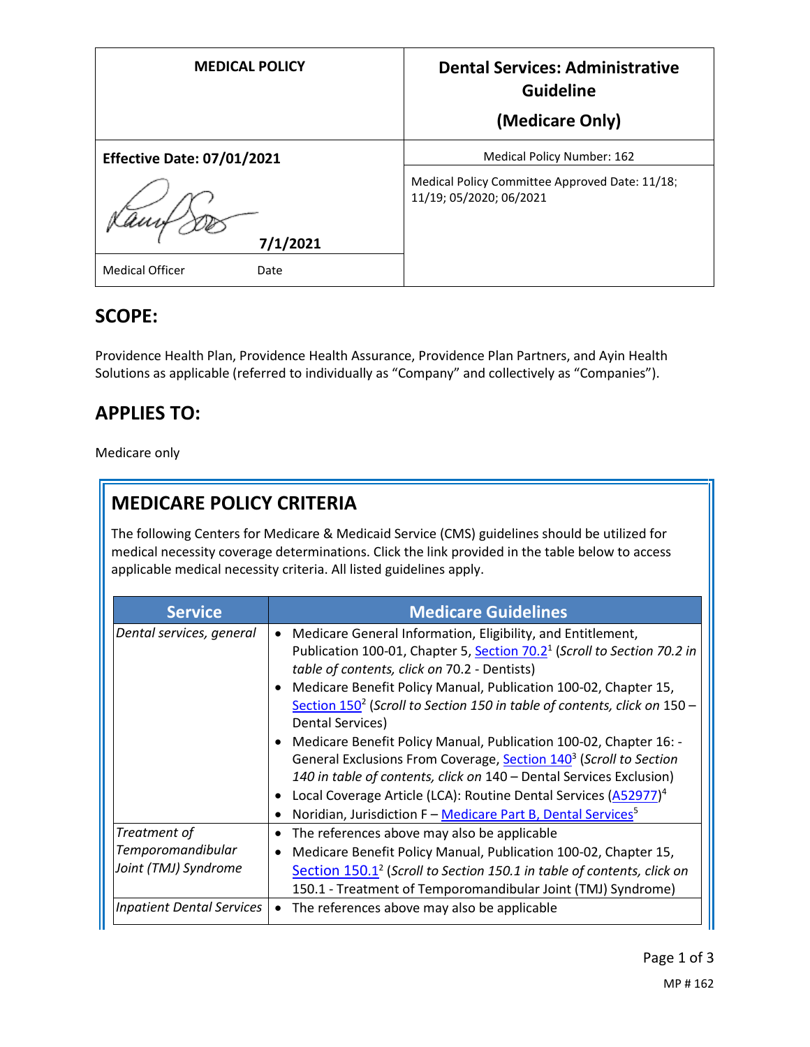| MEDICAL POLICY | Dental Services: Administrative Guideline (Medicare Only) |
| --- | --- |
| **Effective Date: 07/01/2021** | Medical Policy Number: 162 |
| 7/1/2021 | Medical Policy Committee Approved Date: 11/18; 11/19; 05/2020; 06/2021 |
| Medical Officer Date | |

## SCOPE:

Providence Health Plan, Providence Health Assurance, Providence Plan Partners, and Ayin Health Solutions as applicable (referred to individually as "Company" and collectively as "Companies").

## APPLIES TO:

Medicare only

## MEDICARE POLICY CRITERIA

The following Centers for Medicare & Medicaid Service (CMS) guidelines should be utilized for medical necessity coverage determinations. Click the link provided in the table below to access applicable medical necessity criteria. All listed guidelines apply.

| Service | Medicare Guidelines |
| --- | --- |
| *Dental services, general* | • Medicare General Information, Eligibility, and Entitlement, Publication 100-01, Chapter 5, Section 70.2[1] (*Scroll to Section 70.2 in table of contents, click on* 70.2 - Dentists)<br>• Medicare Benefit Policy Manual, Publication 100-02, Chapter 15, Section 150[2] (*Scroll to Section 150 in table of contents, click on* 150 – Dental Services)<br>• Medicare Benefit Policy Manual, Publication 100-02, Chapter 16: - General Exclusions From Coverage, Section 140[3] (*Scroll to Section 140 in table of contents, click on* 140 – Dental Services Exclusion)<br>• Local Coverage Article (LCA): Routine Dental Services (A52977)[4]<br>• Noridian, Jurisdiction F – Medicare Part B, Dental Services[5] |
| *Treatment of Temporomandibular Joint (TMJ) Syndrome* | • The references above may also be applicable<br>• Medicare Benefit Policy Manual, Publication 100-02, Chapter 15, Section 150.1[2] (*Scroll to Section 150.1 in table of contents, click on* 150.1 - Treatment of Temporomandibular Joint (TMJ) Syndrome) |
| *Inpatient Dental Services* | • The references above may also be applicable |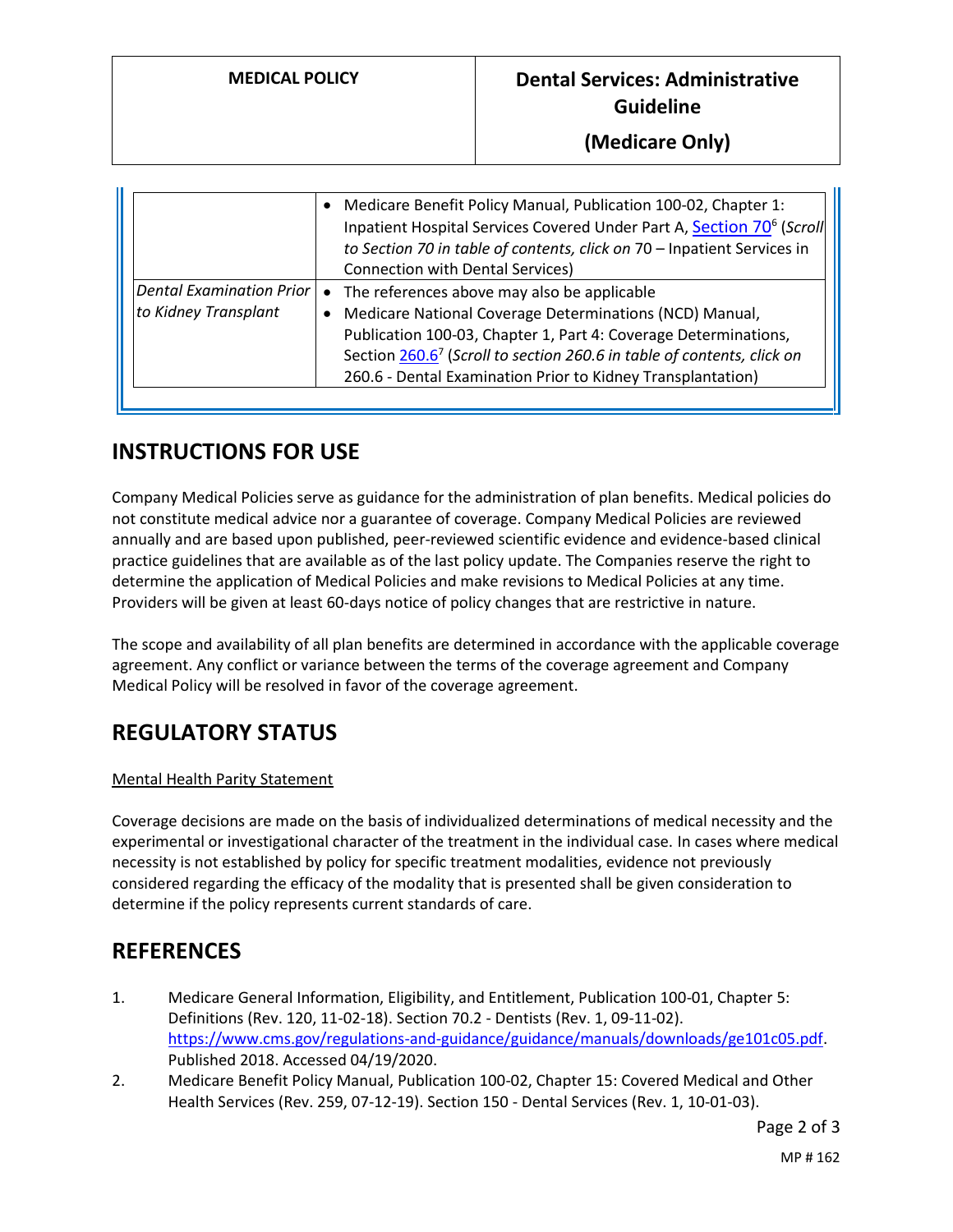| | |
|---|---|
| | • Medicare Benefit Policy Manual, Publication 100-02, Chapter 1: Inpatient Hospital Services Covered Under Part A, Section 70[6] (*Scroll to Section 70 in table of contents, click on* 70 – Inpatient Services in Connection with Dental Services) |
| *Dental Examination Prior to Kidney Transplant* | • The references above may also be applicable<br>• Medicare National Coverage Determinations (NCD) Manual, Publication 100-03, Chapter 1, Part 4: Coverage Determinations, Section 260.6[7] (*Scroll to section 260.6 in table of contents, click on* 260.6 - Dental Examination Prior to Kidney Transplantation) |

## INSTRUCTIONS FOR USE

Company Medical Policies serve as guidance for the administration of plan benefits. Medical policies do not constitute medical advice nor a guarantee of coverage. Company Medical Policies are reviewed annually and are based upon published, peer-reviewed scientific evidence and evidence-based clinical practice guidelines that are available as of the last policy update. The Companies reserve the right to determine the application of Medical Policies and make revisions to Medical Policies at any time. Providers will be given at least 60-days notice of policy changes that are restrictive in nature.

The scope and availability of all plan benefits are determined in accordance with the applicable coverage agreement. Any conflict or variance between the terms of the coverage agreement and Company Medical Policy will be resolved in favor of the coverage agreement.

## REGULATORY STATUS

Mental Health Parity Statement

Coverage decisions are made on the basis of individualized determinations of medical necessity and the experimental or investigational character of the treatment in the individual case. In cases where medical necessity is not established by policy for specific treatment modalities, evidence not previously considered regarding the efficacy of the modality that is presented shall be given consideration to determine if the policy represents current standards of care.

## REFERENCES

1. Medicare General Information, Eligibility, and Entitlement, Publication 100-01, Chapter 5: Definitions (Rev. 120, 11-02-18). Section 70.2 - Dentists (Rev. 1, 09-11-02). https://www.cms.gov/regulations-and-guidance/guidance/manuals/downloads/ge101c05.pdf. Published 2018. Accessed 04/19/2020.
2. Medicare Benefit Policy Manual, Publication 100-02, Chapter 15: Covered Medical and Other Health Services (Rev. 259, 07-12-19). Section 150 - Dental Services (Rev. 1, 10-01-03).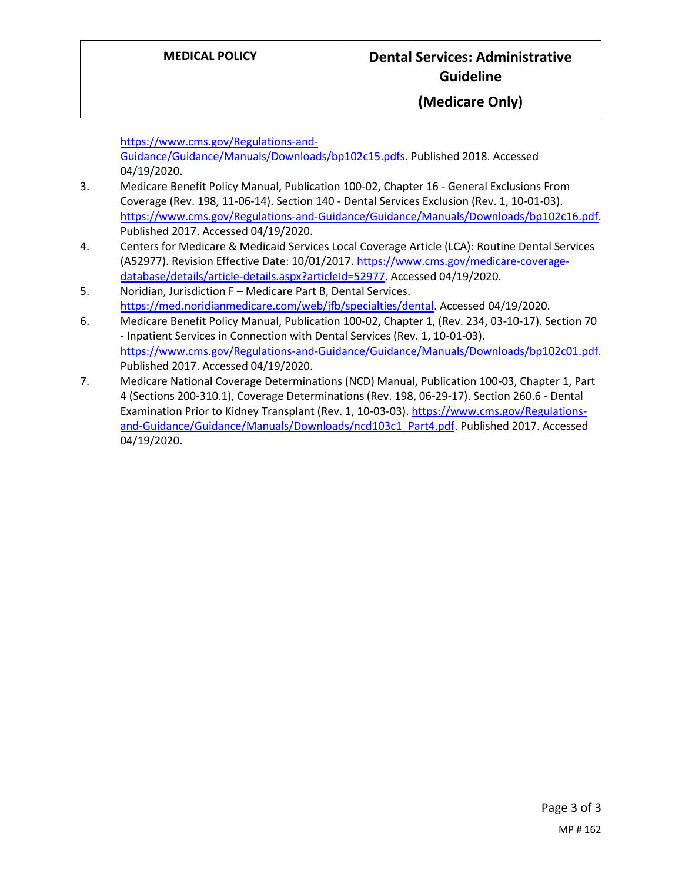https://www.cms.gov/Regulations-and-Guidance/Guidance/Manuals/Downloads/bp102c15.pdfs. Published 2018. Accessed 04/19/2020.

3. Medicare Benefit Policy Manual, Publication 100-02, Chapter 16 - General Exclusions From Coverage (Rev. 198, 11-06-14). Section 140 - Dental Services Exclusion (Rev. 1, 10-01-03). https://www.cms.gov/Regulations-and-Guidance/Guidance/Manuals/Downloads/bp102c16.pdf. Published 2017. Accessed 04/19/2020.
4. Centers for Medicare & Medicaid Services Local Coverage Article (LCA): Routine Dental Services (A52977). Revision Effective Date: 10/01/2017. https://www.cms.gov/medicare-coverage-database/details/article-details.aspx?articleId=52977. Accessed 04/19/2020.
5. Noridian, Jurisdiction F – Medicare Part B, Dental Services. https://med.noridianmedicare.com/web/jfb/specialties/dental. Accessed 04/19/2020.
6. Medicare Benefit Policy Manual, Publication 100-02, Chapter 1, (Rev. 234, 03-10-17). Section 70 - Inpatient Services in Connection with Dental Services (Rev. 1, 10-01-03). https://www.cms.gov/Regulations-and-Guidance/Guidance/Manuals/Downloads/bp102c01.pdf. Published 2017. Accessed 04/19/2020.
7. Medicare National Coverage Determinations (NCD) Manual, Publication 100-03, Chapter 1, Part 4 (Sections 200-310.1), Coverage Determinations (Rev. 198, 06-29-17). Section 260.6 - Dental Examination Prior to Kidney Transplant (Rev. 1, 10-03-03). https://www.cms.gov/Regulations-and-Guidance/Guidance/Manuals/Downloads/ncd103c1_Part4.pdf. Published 2017. Accessed 04/19/2020.